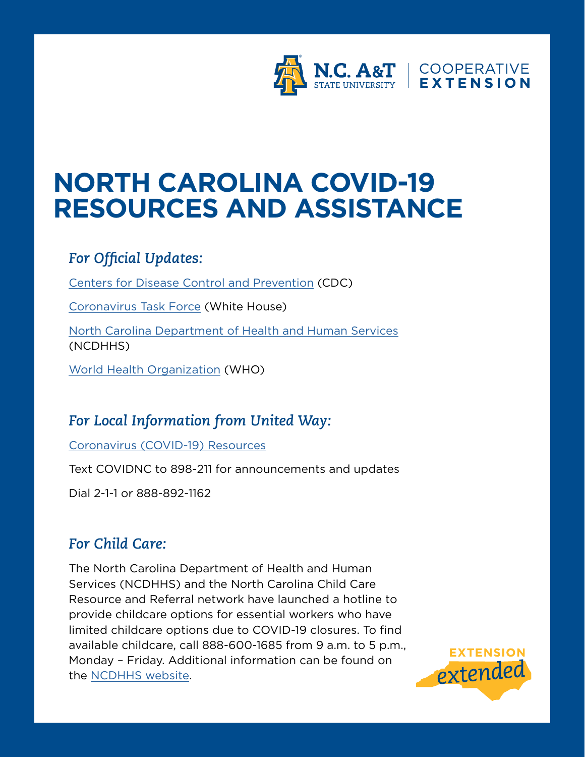# NORTH CAROLINA COVID-19 RESOURCES AND ASSISTANCE

## *For Official Updates:*

Centers for Disease Control and Prevention (CDC)

Coronavirus Task Force (White House)

North Carolina Department of Health and Human Services (NCDHHS)

World Health Organization (WHO)

## *For Local Information from United Way:*

Coronavirus (COVID-19) Resources

Text COVIDNC to 898-211 for announcements and updates

Dial 2-1-1 or 888-892-1162

## *For Child Care:*

The North Carolina Department of Health and Human Services (NCDHHS) and the North Carolina Child Care Resource and Referral network have launched a hotline to provide childcare options for essential workers who have limited childcare options due to COVID-19 closures. To find available childcare, call 888-600-1685 from 9 a.m. to 5 p.m., Monday – Friday. Additional information can be found on the NCDHHS website.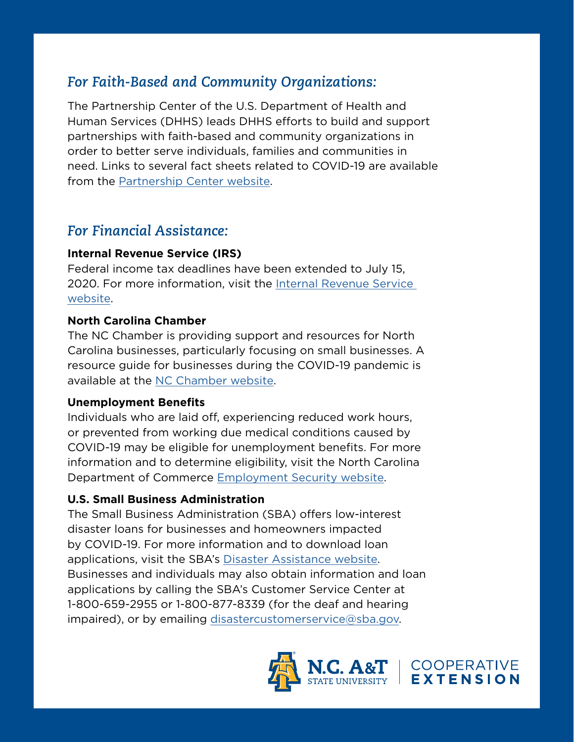## *For Faith-Based and Community Organizations:*

The Partnership Center of the U.S. Department of Health and Human Services (DHHS) leads DHHS efforts to build and support partnerships with faith-based and community organizations in order to better serve individuals, families and communities in need. Links to several fact sheets related to COVID-19 are available from the Partnership Center website.

## *For Financial Assistance:*

**Internal Revenue Service (IRS)**
Federal income tax deadlines have been extended to July 15, 2020. For more information, visit the Internal Revenue Service website.

**North Carolina Chamber**
The NC Chamber is providing support and resources for North Carolina businesses, particularly focusing on small businesses. A resource guide for businesses during the COVID-19 pandemic is available at the NC Chamber website.

**Unemployment Benefits**
Individuals who are laid off, experiencing reduced work hours, or prevented from working due medical conditions caused by COVID-19 may be eligible for unemployment benefits. For more information and to determine eligibility, visit the North Carolina Department of Commerce Employment Security website.

**U.S. Small Business Administration**
The Small Business Administration (SBA) offers low-interest disaster loans for businesses and homeowners impacted by COVID-19. For more information and to download loan applications, visit the SBA's Disaster Assistance website. Businesses and individuals may also obtain information and loan applications by calling the SBA's Customer Service Center at 1-800-659-2955 or 1-800-877-8339 (for the deaf and hearing impaired), or by emailing disastercustomerservice@sba.gov.

N.C. A&T STATE UNIVERSITY | COOPERATIVE EXTENSION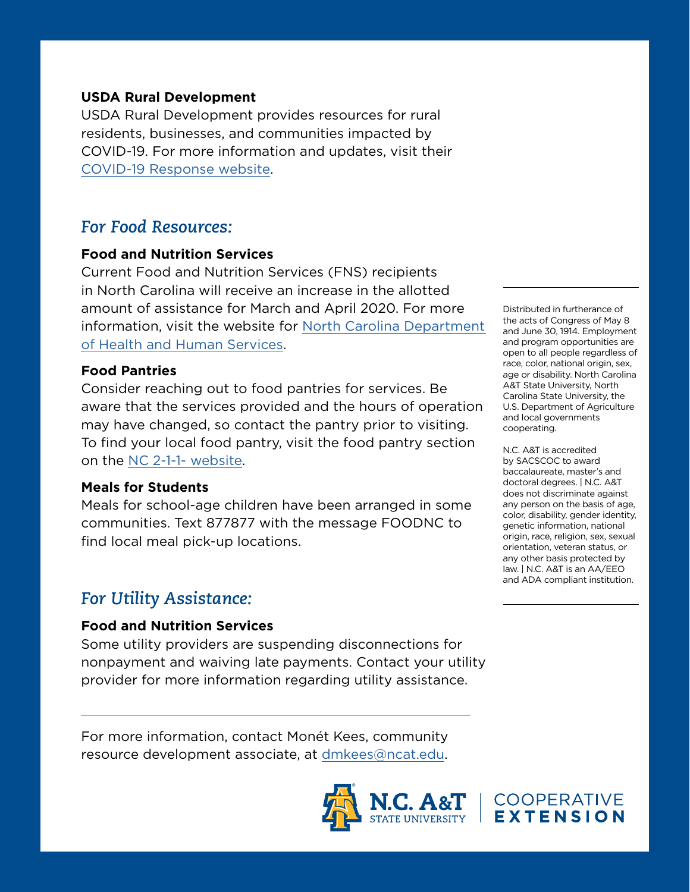**USDA Rural Development**

USDA Rural Development provides resources for rural residents, businesses, and communities impacted by COVID-19. For more information and updates, visit their COVID-19 Response website.

## *For Food Resources:*

**Food and Nutrition Services**

Current Food and Nutrition Services (FNS) recipients in North Carolina will receive an increase in the allotted amount of assistance for March and April 2020. For more information, visit the website for North Carolina Department of Health and Human Services.

**Food Pantries**

Consider reaching out to food pantries for services. Be aware that the services provided and the hours of operation may have changed, so contact the pantry prior to visiting. To find your local food pantry, visit the food pantry section on the NC 2-1-1- website.

**Meals for Students**

Meals for school-age children have been arranged in some communities. Text 877877 with the message FOODNC to find local meal pick-up locations.

## *For Utility Assistance:*

**Food and Nutrition Services**

Some utility providers are suspending disconnections for nonpayment and waiving late payments. Contact your utility provider for more information regarding utility assistance.

---

For more information, contact Monét Kees, community resource development associate, at dmkees@ncat.edu.

---

Distributed in furtherance of the acts of Congress of May 8 and June 30, 1914. Employment and program opportunities are open to all people regardless of race, color, national origin, sex, age or disability. North Carolina A&T State University, North Carolina State University, the U.S. Department of Agriculture and local governments cooperating.

N.C. A&T is accredited by SACSCOC to award baccalaureate, master's and doctoral degrees. | N.C. A&T does not discriminate against any person on the basis of age, color, disability, gender identity, genetic information, national origin, race, religion, sex, sexual orientation, veteran status, or any other basis protected by law. | N.C. A&T is an AA/EEO and ADA compliant institution.

---

N.C. A&T STATE UNIVERSITY | COOPERATIVE EXTENSION